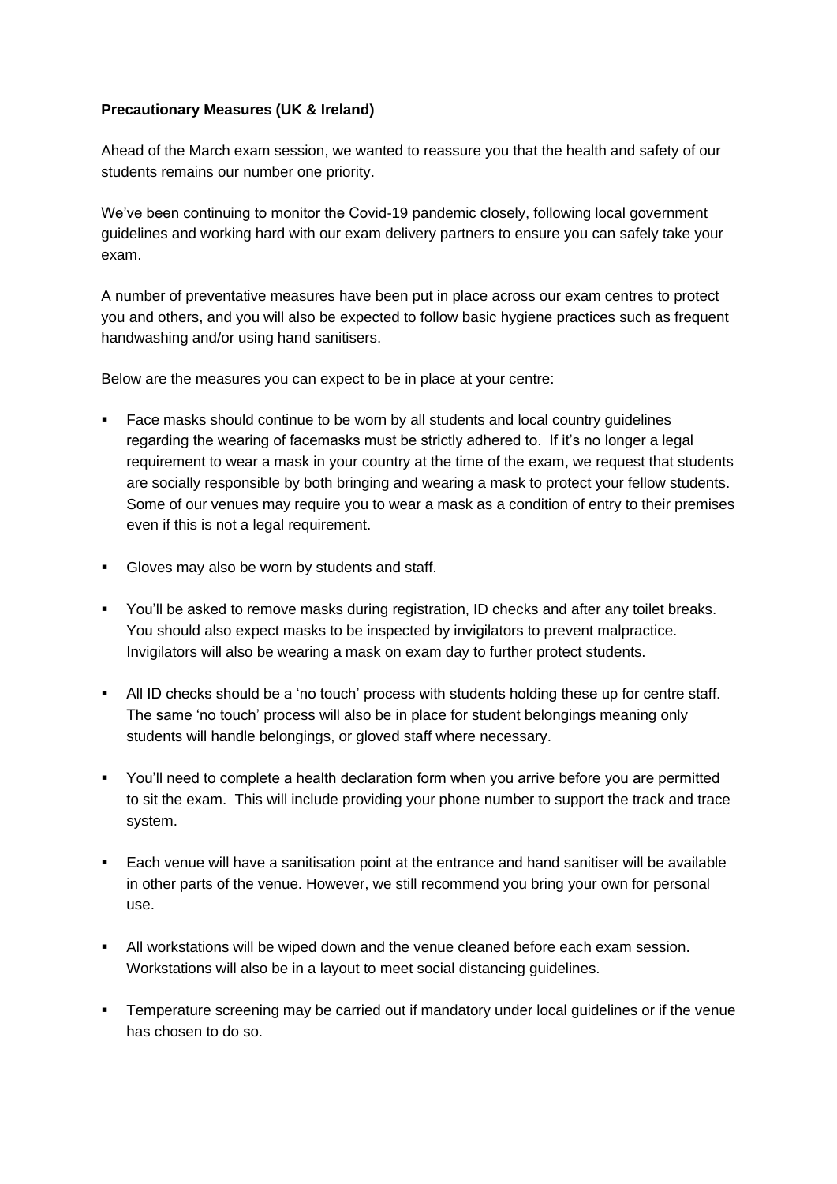**Precautionary Measures (UK & Ireland)**

Ahead of the March exam session, we wanted to reassure you that the health and safety of our students remains our number one priority.

We've been continuing to monitor the Covid-19 pandemic closely, following local government guidelines and working hard with our exam delivery partners to ensure you can safely take your exam.

A number of preventative measures have been put in place across our exam centres to protect you and others, and you will also be expected to follow basic hygiene practices such as frequent handwashing and/or using hand sanitisers.

Below are the measures you can expect to be in place at your centre:

- Face masks should continue to be worn by all students and local country guidelines regarding the wearing of facemasks must be strictly adhered to. If it's no longer a legal requirement to wear a mask in your country at the time of the exam, we request that students are socially responsible by both bringing and wearing a mask to protect your fellow students. Some of our venues may require you to wear a mask as a condition of entry to their premises even if this is not a legal requirement.
- Gloves may also be worn by students and staff.
- You'll be asked to remove masks during registration, ID checks and after any toilet breaks. You should also expect masks to be inspected by invigilators to prevent malpractice. Invigilators will also be wearing a mask on exam day to further protect students.
- All ID checks should be a 'no touch' process with students holding these up for centre staff. The same 'no touch' process will also be in place for student belongings meaning only students will handle belongings, or gloved staff where necessary.
- You'll need to complete a health declaration form when you arrive before you are permitted to sit the exam. This will include providing your phone number to support the track and trace system.
- Each venue will have a sanitisation point at the entrance and hand sanitiser will be available in other parts of the venue. However, we still recommend you bring your own for personal use.
- All workstations will be wiped down and the venue cleaned before each exam session. Workstations will also be in a layout to meet social distancing guidelines.
- Temperature screening may be carried out if mandatory under local guidelines or if the venue has chosen to do so.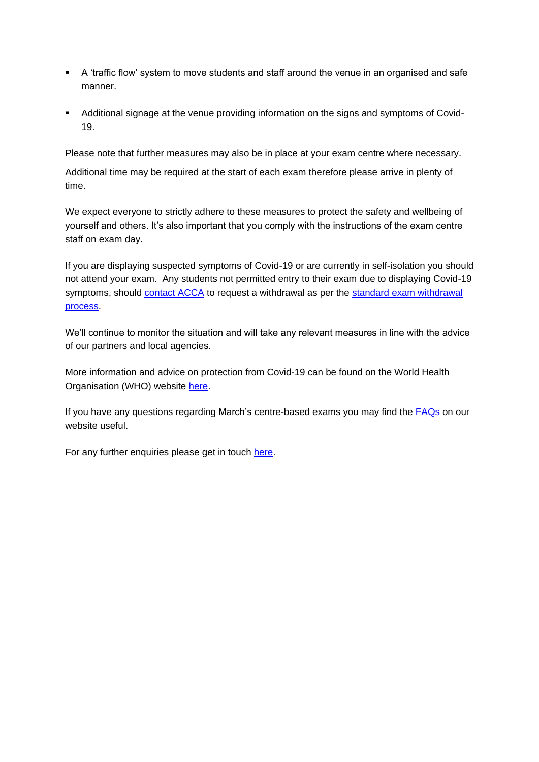- A 'traffic flow' system to move students and staff around the venue in an organised and safe manner.

- Additional signage at the venue providing information on the signs and symptoms of Covid-19.

Please note that further measures may also be in place at your exam centre where necessary.

Additional time may be required at the start of each exam therefore please arrive in plenty of time.

We expect everyone to strictly adhere to these measures to protect the safety and wellbeing of yourself and others. It's also important that you comply with the instructions of the exam centre staff on exam day.

If you are displaying suspected symptoms of Covid-19 or are currently in self-isolation you should not attend your exam. Any students not permitted entry to their exam due to displaying Covid-19 symptoms, should contact ACCA to request a withdrawal as per the standard exam withdrawal process.

We'll continue to monitor the situation and will take any relevant measures in line with the advice of our partners and local agencies.

More information and advice on protection from Covid-19 can be found on the World Health Organisation (WHO) website here.

If you have any questions regarding March's centre-based exams you may find the FAQs on our website useful.

For any further enquiries please get in touch here.